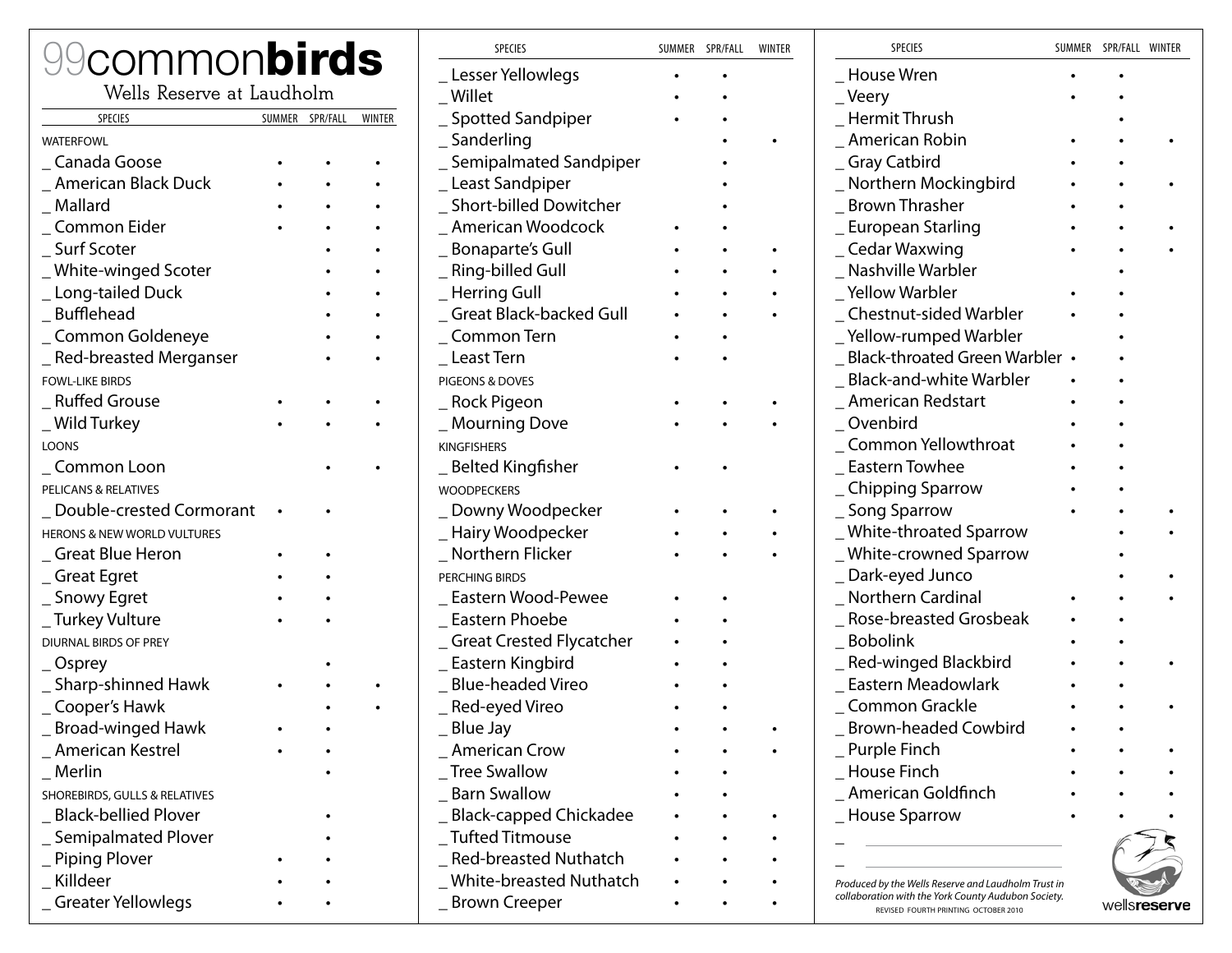# 99 common **birds**

Wells Reserve at Laudholm

| SPECIES | SUMMER | SPR/FALL | WINTER |
|---|---|---|---|
| **WATERFOWL** | | | |
| _ Canada Goose | • | • | • |
| _ American Black Duck | • | • | • |
| _ Mallard | • | • | • |
| _ Common Eider | • | • | • |
| _ Surf Scoter | | • | • |
| _ White-winged Scoter | | • | • |
| _ Long-tailed Duck | | • | • |
| _ Bufflehead | | • | • |
| _ Common Goldeneye | | • | • |
| _ Red-breasted Merganser | | • | • |
| **FOWL-LIKE BIRDS** | | | |
| _ Ruffed Grouse | • | • | • |
| _ Wild Turkey | • | • | • |
| **LOONS** | | | |
| _ Common Loon | | • | • |
| **PELICANS & RELATIVES** | | | |
| _ Double-crested Cormorant | • | • | |
| **HERONS & NEW WORLD VULTURES** | | | |
| _ Great Blue Heron | • | • | |
| _ Great Egret | • | • | |
| _ Snowy Egret | • | • | |
| _ Turkey Vulture | • | • | |
| **DIURNAL BIRDS OF PREY** | | | |
| _ Osprey | | • | |
| _ Sharp-shinned Hawk | • | • | • |
| _ Cooper's Hawk | | • | • |
| _ Broad-winged Hawk | • | • | |
| _ American Kestrel | • | • | |
| _ Merlin | | • | |
| **SHOREBIRDS, GULLS & RELATIVES** | | | |
| _ Black-bellied Plover | | • | |
| _ Semipalmated Plover | | • | |
| _ Piping Plover | • | • | |
| _ Killdeer | • | • | |
| _ Greater Yellowlegs | • | • | |
| _ Lesser Yellowlegs | • | • | |
| _ Willet | • | • | |
| _ Spotted Sandpiper | • | • | |
| _ Sanderling | | • | • |
| _ Semipalmated Sandpiper | | • | |
| _ Least Sandpiper | | • | |
| _ Short-billed Dowitcher | | • | |
| _ American Woodcock | • | • | |
| _ Bonaparte's Gull | • | • | • |
| _ Ring-billed Gull | • | • | • |
| _ Herring Gull | • | • | • |
| _ Great Black-backed Gull | • | • | • |
| _ Common Tern | • | • | |
| _ Least Tern | • | • | |
| **PIGEONS & DOVES** | | | |
| _ Rock Pigeon | • | • | • |
| _ Mourning Dove | • | • | • |
| **KINGFISHERS** | | | |
| _ Belted Kingfisher | • | • | |
| **WOODPECKERS** | | | |
| _ Downy Woodpecker | • | • | • |
| _ Hairy Woodpecker | • | • | • |
| _ Northern Flicker | • | • | • |
| **PERCHING BIRDS** | | | |
| _ Eastern Wood-Pewee | • | • | |
| _ Eastern Phoebe | • | • | |
| _ Great Crested Flycatcher | • | • | |
| _ Eastern Kingbird | • | • | |
| _ Blue-headed Vireo | • | • | |
| _ Red-eyed Vireo | • | • | |
| _ Blue Jay | • | • | • |
| _ American Crow | • | • | • |
| _ Tree Swallow | • | • | |
| _ Barn Swallow | • | • | |
| _ Black-capped Chickadee | • | • | • |
| _ Tufted Titmouse | • | • | • |
| _ Red-breasted Nuthatch | • | • | • |
| _ White-breasted Nuthatch | • | • | • |
| _ Brown Creeper | • | • | • |
| _ House Wren | • | • | |
| _ Veery | • | • | |
| _ Hermit Thrush | | • | |
| _ American Robin | • | • | • |
| _ Gray Catbird | • | • | |
| _ Northern Mockingbird | • | • | • |
| _ Brown Thrasher | • | • | |
| _ European Starling | • | • | • |
| _ Cedar Waxwing | • | • | • |
| _ Nashville Warbler | | • | |
| _ Yellow Warbler | • | • | |
| _ Chestnut-sided Warbler | • | • | |
| _ Yellow-rumped Warbler | | • | |
| _ Black-throated Green Warbler | • | • | |
| _ Black-and-white Warbler | • | • | |
| _ American Redstart | • | • | |
| _ Ovenbird | • | • | |
| _ Common Yellowthroat | • | • | |
| _ Eastern Towhee | • | • | |
| _ Chipping Sparrow | • | • | |
| _ Song Sparrow | • | • | • |
| _ White-throated Sparrow | | • | • |
| _ White-crowned Sparrow | | • | |
| _ Dark-eyed Junco | | • | • |
| _ Northern Cardinal | • | • | • |
| _ Rose-breasted Grosbeak | • | • | |
| _ Bobolink | • | • | |
| _ Red-winged Blackbird | • | • | • |
| _ Eastern Meadowlark | • | • | |
| _ Common Grackle | • | • | • |
| _ Brown-headed Cowbird | • | • | |
| _ Purple Finch | • | • | • |
| _ House Finch | • | • | • |
| _ American Goldfinch | • | • | • |
| _ House Sparrow | • | • | • |
| _ ____________________ | | | |
| _ ____________________ | | | |

*Produced by the Wells Reserve and Laudholm Trust in collaboration with the York County Audubon Society.*

REVISED FOURTH PRINTING OCTOBER 2010

wells**reserve**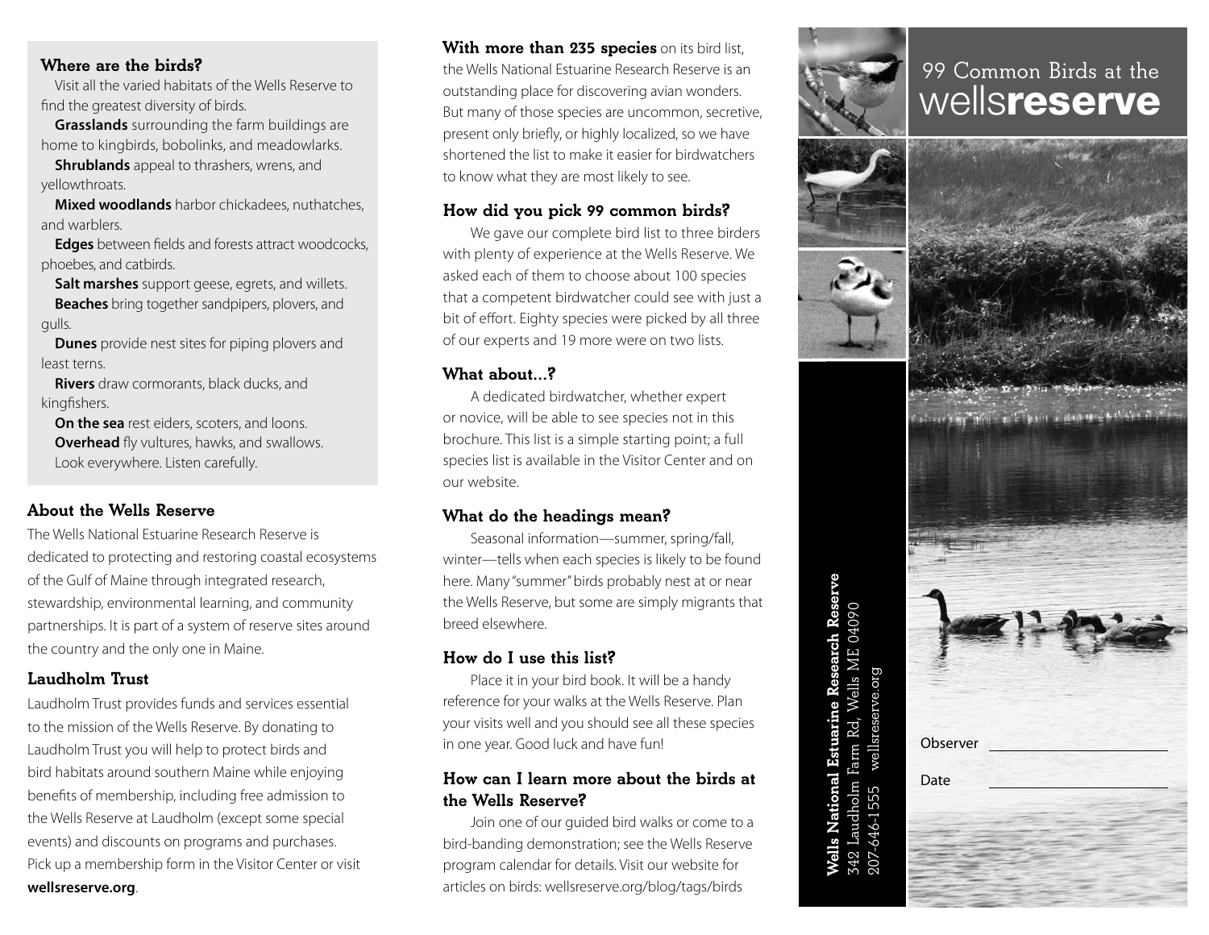### Where are the birds?

Visit all the varied habitats of the Wells Reserve to find the greatest diversity of birds.

**Grasslands** surrounding the farm buildings are home to kingbirds, bobolinks, and meadowlarks.

**Shrublands** appeal to thrashers, wrens, and yellowthroats.

**Mixed woodlands** harbor chickadees, nuthatches, and warblers.

**Edges** between fields and forests attract woodcocks, phoebes, and catbirds.

**Salt marshes** support geese, egrets, and willets.

**Beaches** bring together sandpipers, plovers, and gulls.

**Dunes** provide nest sites for piping plovers and least terns.

**Rivers** draw cormorants, black ducks, and kingfishers.

**On the sea** rest eiders, scoters, and loons.

**Overhead** fly vultures, hawks, and swallows.

Look everywhere. Listen carefully.

### About the Wells Reserve

The Wells National Estuarine Research Reserve is dedicated to protecting and restoring coastal ecosystems of the Gulf of Maine through integrated research, stewardship, environmental learning, and community partnerships. It is part of a system of reserve sites around the country and the only one in Maine.

### Laudholm Trust

Laudholm Trust provides funds and services essential to the mission of the Wells Reserve. By donating to Laudholm Trust you will help to protect birds and bird habitats around southern Maine while enjoying benefits of membership, including free admission to the Wells Reserve at Laudholm (except some special events) and discounts on programs and purchases. Pick up a membership form in the Visitor Center or visit **wellsreserve.org**.

**With more than 235 species** on its bird list, the Wells National Estuarine Research Reserve is an outstanding place for discovering avian wonders. But many of those species are uncommon, secretive, present only briefly, or highly localized, so we have shortened the list to make it easier for birdwatchers to know what they are most likely to see.

### How did you pick 99 common birds?

We gave our complete bird list to three birders with plenty of experience at the Wells Reserve. We asked each of them to choose about 100 species that a competent birdwatcher could see with just a bit of effort. Eighty species were picked by all three of our experts and 19 more were on two lists.

### What about...?

A dedicated birdwatcher, whether expert or novice, will be able to see species not in this brochure. This list is a simple starting point; a full species list is available in the Visitor Center and on our website.

### What do the headings mean?

Seasonal information—summer, spring/fall, winter—tells when each species is likely to be found here. Many "summer" birds probably nest at or near the Wells Reserve, but some are simply migrants that breed elsewhere.

### How do I use this list?

Place it in your bird book. It will be a handy reference for your walks at the Wells Reserve. Plan your visits well and you should see all these species in one year. Good luck and have fun!

### How can I learn more about the birds at the Wells Reserve?

Join one of our guided bird walks or come to a bird-banding demonstration; see the Wells Reserve program calendar for details. Visit our website for articles on birds: wellsreserve.org/blog/tags/birds

**Wells National Estuarine Research Reserve**
342 Laudholm Farm Rd, Wells ME 04090
207-646-1555 wellsreserve.org

# 99 Common Birds at the wells**reserve**

Observer ____________________

Date ____________________